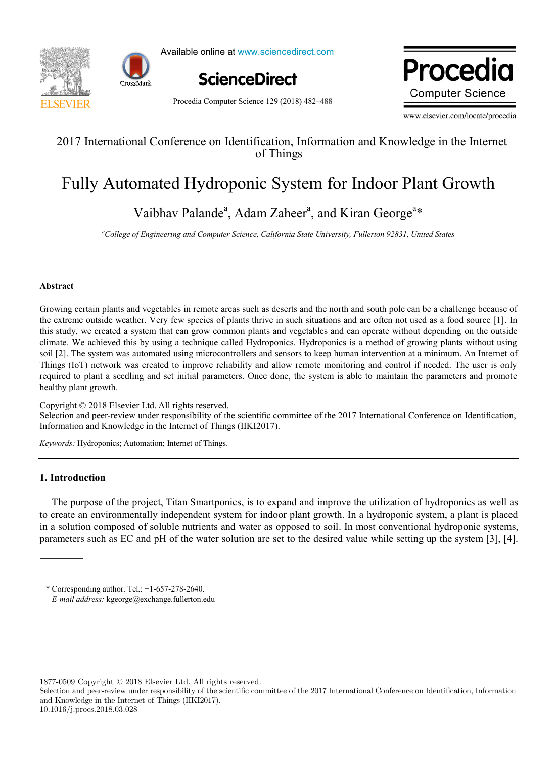2017 International Conference on Identification, Information and Knowledge in the Internet of Things

# Fully Automated Hydroponic System for Indoor Plant Growth

Vaibhav Palande[a], Adam Zaheer[a], and Kiran George[a]*

[a]*College of Engineering and Computer Science, California State University, Fullerton 92831, United States*

## Abstract

Growing certain plants and vegetables in remote areas such as deserts and the north and south pole can be a challenge because of the extreme outside weather. Very few species of plants thrive in such situations and are often not used as a food source [1]. In this study, we created a system that can grow common plants and vegetables and can operate without depending on the outside climate. We achieved this by using a technique called Hydroponics. Hydroponics is a method of growing plants without using soil [2]. The system was automated using microcontrollers and sensors to keep human intervention at a minimum. An Internet of Things (IoT) network was created to improve reliability and allow remote monitoring and control if needed. The user is only required to plant a seedling and set initial parameters. Once done, the system is able to maintain the parameters and promote healthy plant growth.

Copyright © 2018 Elsevier Ltd. All rights reserved.
Selection and peer-review under responsibility of the scientific committee of the 2017 International Conference on Identification, Information and Knowledge in the Internet of Things (IIKI2017).

*Keywords:* Hydroponics; Automation; Internet of Things.

## 1. Introduction

The purpose of the project, Titan Smartponics, is to expand and improve the utilization of hydroponics as well as to create an environmentally independent system for indoor plant growth. In a hydroponic system, a plant is placed in a solution composed of soluble nutrients and water as opposed to soil. In most conventional hydroponic systems, parameters such as EC and pH of the water solution are set to the desired value while setting up the system [3], [4].

\* Corresponding author. Tel.: +1-657-278-2640.
*E-mail address:* kgeorge@exchange.fullerton.edu

1877-0509 Copyright © 2018 Elsevier Ltd. All rights reserved.
Selection and peer-review under responsibility of the scientific committee of the 2017 International Conference on Identification, Information and Knowledge in the Internet of Things (IIKI2017).
10.1016/j.procs.2018.03.028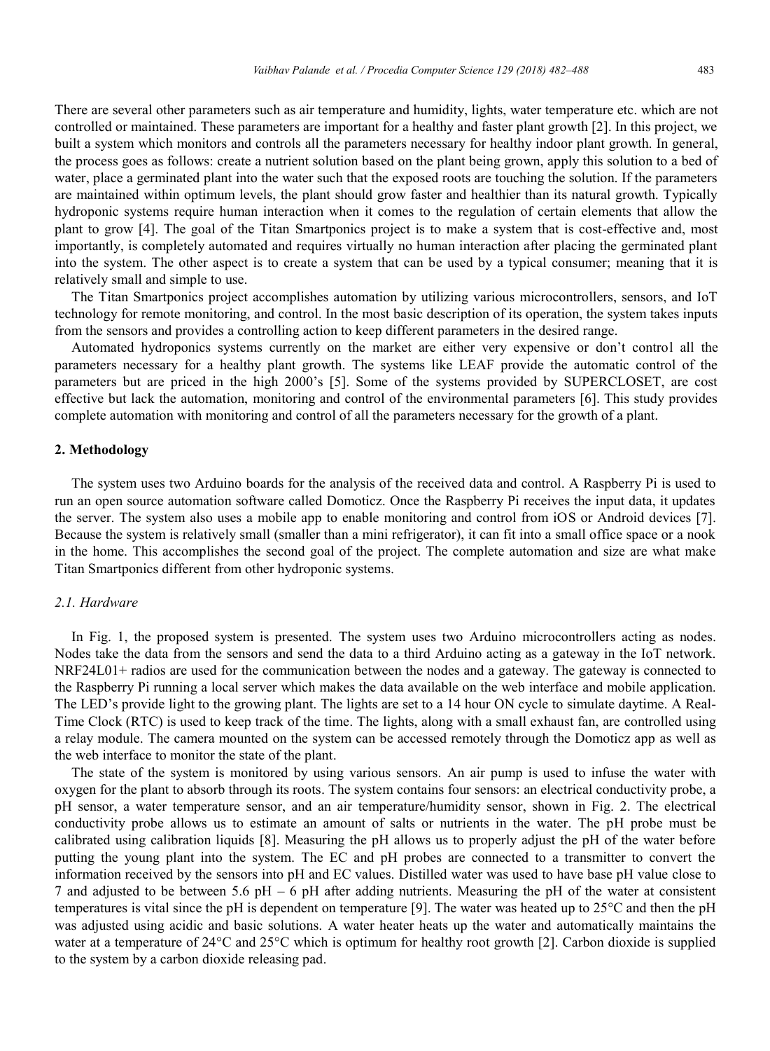There are several other parameters such as air temperature and humidity, lights, water temperature etc. which are not controlled or maintained. These parameters are important for a healthy and faster plant growth [2]. In this project, we built a system which monitors and controls all the parameters necessary for healthy indoor plant growth. In general, the process goes as follows: create a nutrient solution based on the plant being grown, apply this solution to a bed of water, place a germinated plant into the water such that the exposed roots are touching the solution. If the parameters are maintained within optimum levels, the plant should grow faster and healthier than its natural growth. Typically hydroponic systems require human interaction when it comes to the regulation of certain elements that allow the plant to grow [4]. The goal of the Titan Smartponics project is to make a system that is cost-effective and, most importantly, is completely automated and requires virtually no human interaction after placing the germinated plant into the system. The other aspect is to create a system that can be used by a typical consumer; meaning that it is relatively small and simple to use.

The Titan Smartponics project accomplishes automation by utilizing various microcontrollers, sensors, and IoT technology for remote monitoring, and control. In the most basic description of its operation, the system takes inputs from the sensors and provides a controlling action to keep different parameters in the desired range.

Automated hydroponics systems currently on the market are either very expensive or don't control all the parameters necessary for a healthy plant growth. The systems like LEAF provide the automatic control of the parameters but are priced in the high 2000's [5]. Some of the systems provided by SUPERCLOSET, are cost effective but lack the automation, monitoring and control of the environmental parameters [6]. This study provides complete automation with monitoring and control of all the parameters necessary for the growth of a plant.

## 2. Methodology

The system uses two Arduino boards for the analysis of the received data and control. A Raspberry Pi is used to run an open source automation software called Domoticz. Once the Raspberry Pi receives the input data, it updates the server. The system also uses a mobile app to enable monitoring and control from iOS or Android devices [7]. Because the system is relatively small (smaller than a mini refrigerator), it can fit into a small office space or a nook in the home. This accomplishes the second goal of the project. The complete automation and size are what make Titan Smartponics different from other hydroponic systems.

### *2.1. Hardware*

In Fig. 1, the proposed system is presented. The system uses two Arduino microcontrollers acting as nodes. Nodes take the data from the sensors and send the data to a third Arduino acting as a gateway in the IoT network. NRF24L01+ radios are used for the communication between the nodes and a gateway. The gateway is connected to the Raspberry Pi running a local server which makes the data available on the web interface and mobile application. The LED's provide light to the growing plant. The lights are set to a 14 hour ON cycle to simulate daytime. A Real-Time Clock (RTC) is used to keep track of the time. The lights, along with a small exhaust fan, are controlled using a relay module. The camera mounted on the system can be accessed remotely through the Domoticz app as well as the web interface to monitor the state of the plant.

The state of the system is monitored by using various sensors. An air pump is used to infuse the water with oxygen for the plant to absorb through its roots. The system contains four sensors: an electrical conductivity probe, a pH sensor, a water temperature sensor, and an air temperature/humidity sensor, shown in Fig. 2. The electrical conductivity probe allows us to estimate an amount of salts or nutrients in the water. The pH probe must be calibrated using calibration liquids [8]. Measuring the pH allows us to properly adjust the pH of the water before putting the young plant into the system. The EC and pH probes are connected to a transmitter to convert the information received by the sensors into pH and EC values. Distilled water was used to have base pH value close to 7 and adjusted to be between 5.6 pH – 6 pH after adding nutrients. Measuring the pH of the water at consistent temperatures is vital since the pH is dependent on temperature [9]. The water was heated up to 25°C and then the pH was adjusted using acidic and basic solutions. A water heater heats up the water and automatically maintains the water at a temperature of 24°C and 25°C which is optimum for healthy root growth [2]. Carbon dioxide is supplied to the system by a carbon dioxide releasing pad.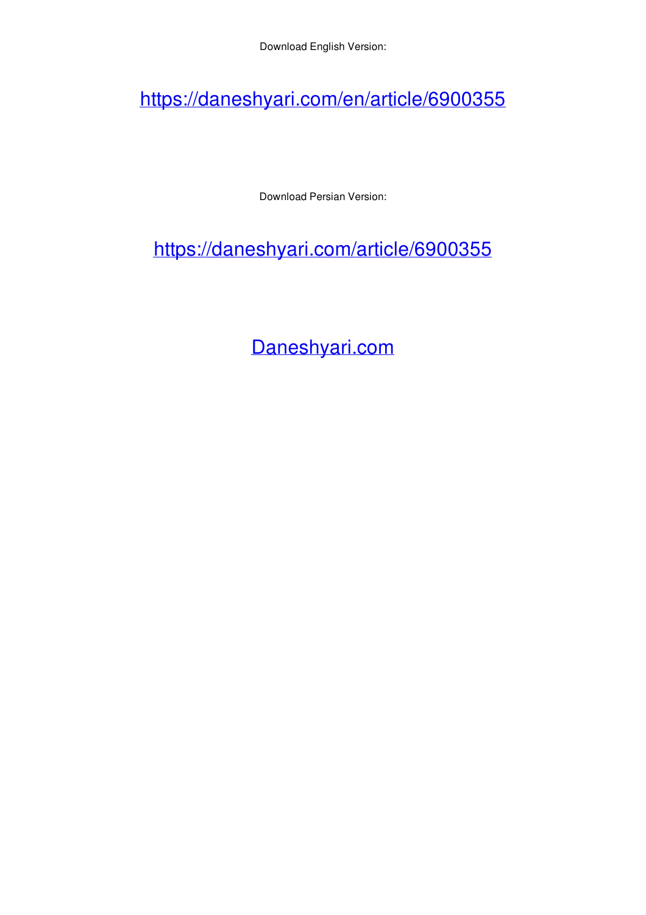Download English Version:

https://daneshyari.com/en/article/6900355

Download Persian Version:

https://daneshyari.com/article/6900355

Daneshyari.com